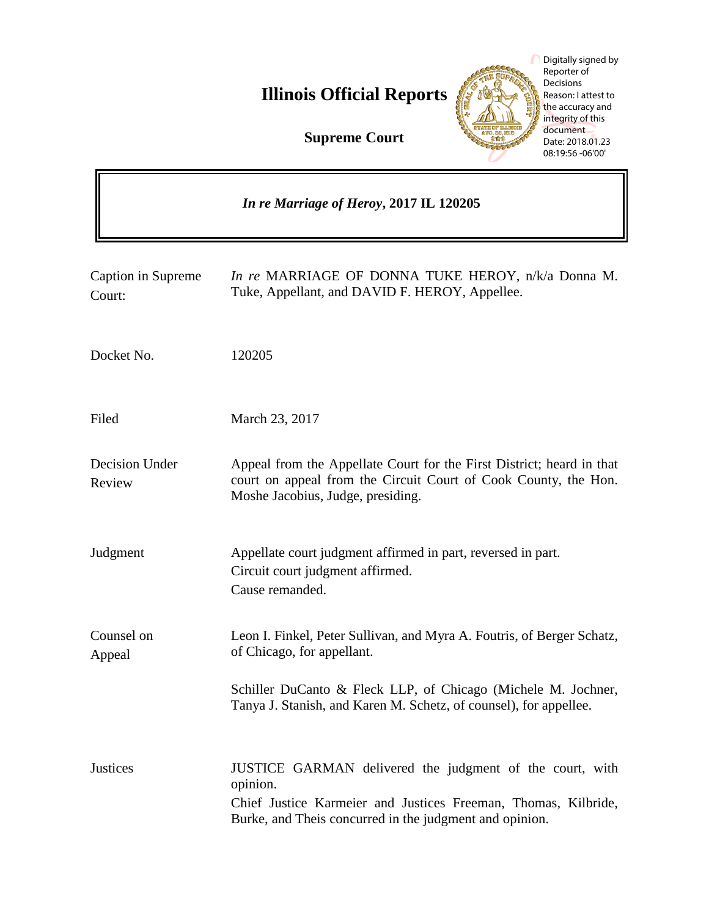# Illinois Official Reports

**Supreme Court**

Digitally signed by Reporter of Decisions
Reason: I attest to the accuracy and integrity of this document
Date: 2018.01.23 08:19:56 -06'00'

***In re Marriage of Heroy*, 2017 IL 120205**

| | |
|---|---|
| Caption in Supreme Court: | *In re* MARRIAGE OF DONNA TUKE HEROY, n/k/a Donna M. Tuke, Appellant, and DAVID F. HEROY, Appellee. |
| Docket No. | 120205 |
| Filed | March 23, 2017 |
| Decision Under Review | Appeal from the Appellate Court for the First District; heard in that court on appeal from the Circuit Court of Cook County, the Hon. Moshe Jacobius, Judge, presiding. |
| Judgment | Appellate court judgment affirmed in part, reversed in part.<br>Circuit court judgment affirmed.<br>Cause remanded. |
| Counsel on Appeal | Leon I. Finkel, Peter Sullivan, and Myra A. Foutris, of Berger Schatz, of Chicago, for appellant.<br><br>Schiller DuCanto & Fleck LLP, of Chicago (Michele M. Jochner, Tanya J. Stanish, and Karen M. Schetz, of counsel), for appellee. |
| Justices | JUSTICE GARMAN delivered the judgment of the court, with opinion.<br>Chief Justice Karmeier and Justices Freeman, Thomas, Kilbride, Burke, and Theis concurred in the judgment and opinion. |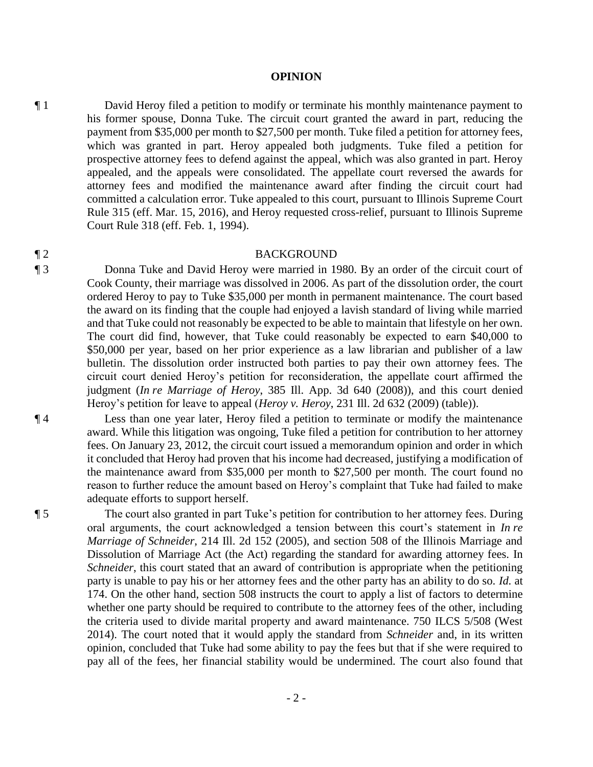# OPINION

¶ 1 David Heroy filed a petition to modify or terminate his monthly maintenance payment to his former spouse, Donna Tuke. The circuit court granted the award in part, reducing the payment from $35,000 per month to $27,500 per month. Tuke filed a petition for attorney fees, which was granted in part. Heroy appealed both judgments. Tuke filed a petition for prospective attorney fees to defend against the appeal, which was also granted in part. Heroy appealed, and the appeals were consolidated. The appellate court reversed the awards for attorney fees and modified the maintenance award after finding the circuit court had committed a calculation error. Tuke appealed to this court, pursuant to Illinois Supreme Court Rule 315 (eff. Mar. 15, 2016), and Heroy requested cross-relief, pursuant to Illinois Supreme Court Rule 318 (eff. Feb. 1, 1994).

¶ 2 BACKGROUND

¶ 3 Donna Tuke and David Heroy were married in 1980. By an order of the circuit court of Cook County, their marriage was dissolved in 2006. As part of the dissolution order, the court ordered Heroy to pay to Tuke $35,000 per month in permanent maintenance. The court based the award on its finding that the couple had enjoyed a lavish standard of living while married and that Tuke could not reasonably be expected to be able to maintain that lifestyle on her own. The court did find, however, that Tuke could reasonably be expected to earn $40,000 to $50,000 per year, based on her prior experience as a law librarian and publisher of a law bulletin. The dissolution order instructed both parties to pay their own attorney fees. The circuit court denied Heroy's petition for reconsideration, the appellate court affirmed the judgment (*In re Marriage of Heroy*, 385 Ill. App. 3d 640 (2008)), and this court denied Heroy's petition for leave to appeal (*Heroy v. Heroy*, 231 Ill. 2d 632 (2009) (table)).

¶ 4 Less than one year later, Heroy filed a petition to terminate or modify the maintenance award. While this litigation was ongoing, Tuke filed a petition for contribution to her attorney fees. On January 23, 2012, the circuit court issued a memorandum opinion and order in which it concluded that Heroy had proven that his income had decreased, justifying a modification of the maintenance award from $35,000 per month to $27,500 per month. The court found no reason to further reduce the amount based on Heroy's complaint that Tuke had failed to make adequate efforts to support herself.

¶ 5 The court also granted in part Tuke's petition for contribution to her attorney fees. During oral arguments, the court acknowledged a tension between this court's statement in *In re Marriage of Schneider*, 214 Ill. 2d 152 (2005), and section 508 of the Illinois Marriage and Dissolution of Marriage Act (the Act) regarding the standard for awarding attorney fees. In *Schneider*, this court stated that an award of contribution is appropriate when the petitioning party is unable to pay his or her attorney fees and the other party has an ability to do so. *Id.* at 174. On the other hand, section 508 instructs the court to apply a list of factors to determine whether one party should be required to contribute to the attorney fees of the other, including the criteria used to divide marital property and award maintenance. 750 ILCS 5/508 (West 2014). The court noted that it would apply the standard from *Schneider* and, in its written opinion, concluded that Tuke had some ability to pay the fees but that if she were required to pay all of the fees, her financial stability would be undermined. The court also found that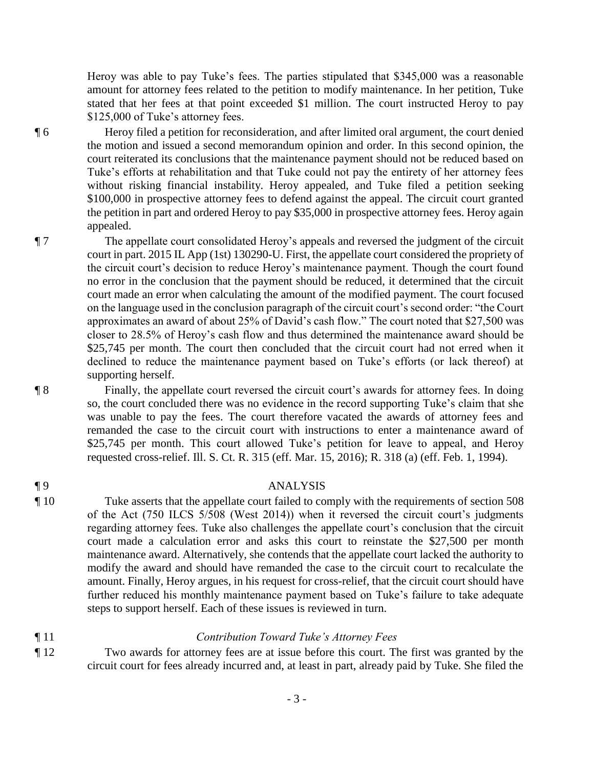Heroy was able to pay Tuke's fees. The parties stipulated that $345,000 was a reasonable amount for attorney fees related to the petition to modify maintenance. In her petition, Tuke stated that her fees at that point exceeded $1 million. The court instructed Heroy to pay $125,000 of Tuke's attorney fees.

¶ 6 Heroy filed a petition for reconsideration, and after limited oral argument, the court denied the motion and issued a second memorandum opinion and order. In this second opinion, the court reiterated its conclusions that the maintenance payment should not be reduced based on Tuke's efforts at rehabilitation and that Tuke could not pay the entirety of her attorney fees without risking financial instability. Heroy appealed, and Tuke filed a petition seeking $100,000 in prospective attorney fees to defend against the appeal. The circuit court granted the petition in part and ordered Heroy to pay $35,000 in prospective attorney fees. Heroy again appealed.

¶ 7 The appellate court consolidated Heroy's appeals and reversed the judgment of the circuit court in part. 2015 IL App (1st) 130290-U. First, the appellate court considered the propriety of the circuit court's decision to reduce Heroy's maintenance payment. Though the court found no error in the conclusion that the payment should be reduced, it determined that the circuit court made an error when calculating the amount of the modified payment. The court focused on the language used in the conclusion paragraph of the circuit court's second order: "the Court approximates an award of about 25% of David's cash flow." The court noted that $27,500 was closer to 28.5% of Heroy's cash flow and thus determined the maintenance award should be $25,745 per month. The court then concluded that the circuit court had not erred when it declined to reduce the maintenance payment based on Tuke's efforts (or lack thereof) at supporting herself.

¶ 8 Finally, the appellate court reversed the circuit court's awards for attorney fees. In doing so, the court concluded there was no evidence in the record supporting Tuke's claim that she was unable to pay the fees. The court therefore vacated the awards of attorney fees and remanded the case to the circuit court with instructions to enter a maintenance award of $25,745 per month. This court allowed Tuke's petition for leave to appeal, and Heroy requested cross-relief. Ill. S. Ct. R. 315 (eff. Mar. 15, 2016); R. 318 (a) (eff. Feb. 1, 1994).

¶ 9 ANALYSIS

¶ 10 Tuke asserts that the appellate court failed to comply with the requirements of section 508 of the Act (750 ILCS 5/508 (West 2014)) when it reversed the circuit court's judgments regarding attorney fees. Tuke also challenges the appellate court's conclusion that the circuit court made a calculation error and asks this court to reinstate the $27,500 per month maintenance award. Alternatively, she contends that the appellate court lacked the authority to modify the award and should have remanded the case to the circuit court to recalculate the amount. Finally, Heroy argues, in his request for cross-relief, that the circuit court should have further reduced his monthly maintenance payment based on Tuke's failure to take adequate steps to support herself. Each of these issues is reviewed in turn.

¶ 11 *Contribution Toward Tuke's Attorney Fees*

¶ 12 Two awards for attorney fees are at issue before this court. The first was granted by the circuit court for fees already incurred and, at least in part, already paid by Tuke. She filed the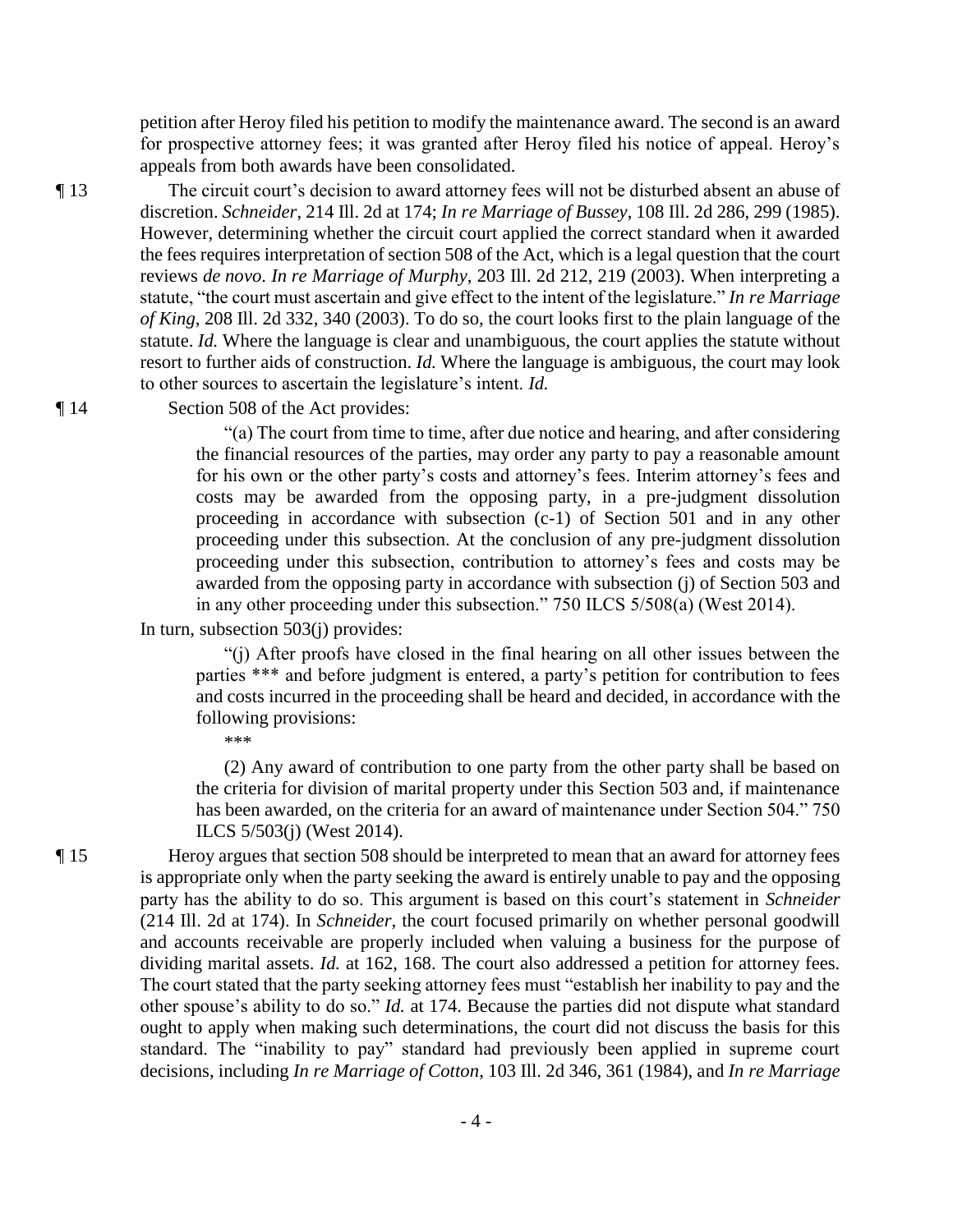petition after Heroy filed his petition to modify the maintenance award. The second is an award for prospective attorney fees; it was granted after Heroy filed his notice of appeal. Heroy's appeals from both awards have been consolidated.

¶ 13 The circuit court's decision to award attorney fees will not be disturbed absent an abuse of discretion. *Schneider*, 214 Ill. 2d at 174; *In re Marriage of Bussey*, 108 Ill. 2d 286, 299 (1985). However, determining whether the circuit court applied the correct standard when it awarded the fees requires interpretation of section 508 of the Act, which is a legal question that the court reviews *de novo*. *In re Marriage of Murphy*, 203 Ill. 2d 212, 219 (2003). When interpreting a statute, "the court must ascertain and give effect to the intent of the legislature." *In re Marriage of King*, 208 Ill. 2d 332, 340 (2003). To do so, the court looks first to the plain language of the statute. *Id.* Where the language is clear and unambiguous, the court applies the statute without resort to further aids of construction. *Id.* Where the language is ambiguous, the court may look to other sources to ascertain the legislature's intent. *Id.*

¶ 14 Section 508 of the Act provides:

> "(a) The court from time to time, after due notice and hearing, and after considering the financial resources of the parties, may order any party to pay a reasonable amount for his own or the other party's costs and attorney's fees. Interim attorney's fees and costs may be awarded from the opposing party, in a pre-judgment dissolution proceeding in accordance with subsection (c-1) of Section 501 and in any other proceeding under this subsection. At the conclusion of any pre-judgment dissolution proceeding under this subsection, contribution to attorney's fees and costs may be awarded from the opposing party in accordance with subsection (j) of Section 503 and in any other proceeding under this subsection." 750 ILCS 5/508(a) (West 2014).

In turn, subsection 503(j) provides:

> "(j) After proofs have closed in the final hearing on all other issues between the parties \*\*\* and before judgment is entered, a party's petition for contribution to fees and costs incurred in the proceeding shall be heard and decided, in accordance with the following provisions:
>
> \*\*\*
>
> (2) Any award of contribution to one party from the other party shall be based on the criteria for division of marital property under this Section 503 and, if maintenance has been awarded, on the criteria for an award of maintenance under Section 504." 750 ILCS 5/503(j) (West 2014).

¶ 15 Heroy argues that section 508 should be interpreted to mean that an award for attorney fees is appropriate only when the party seeking the award is entirely unable to pay and the opposing party has the ability to do so. This argument is based on this court's statement in *Schneider* (214 Ill. 2d at 174). In *Schneider*, the court focused primarily on whether personal goodwill and accounts receivable are properly included when valuing a business for the purpose of dividing marital assets. *Id.* at 162, 168. The court also addressed a petition for attorney fees. The court stated that the party seeking attorney fees must "establish her inability to pay and the other spouse's ability to do so." *Id.* at 174. Because the parties did not dispute what standard ought to apply when making such determinations, the court did not discuss the basis for this standard. The "inability to pay" standard had previously been applied in supreme court decisions, including *In re Marriage of Cotton*, 103 Ill. 2d 346, 361 (1984), and *In re Marriage*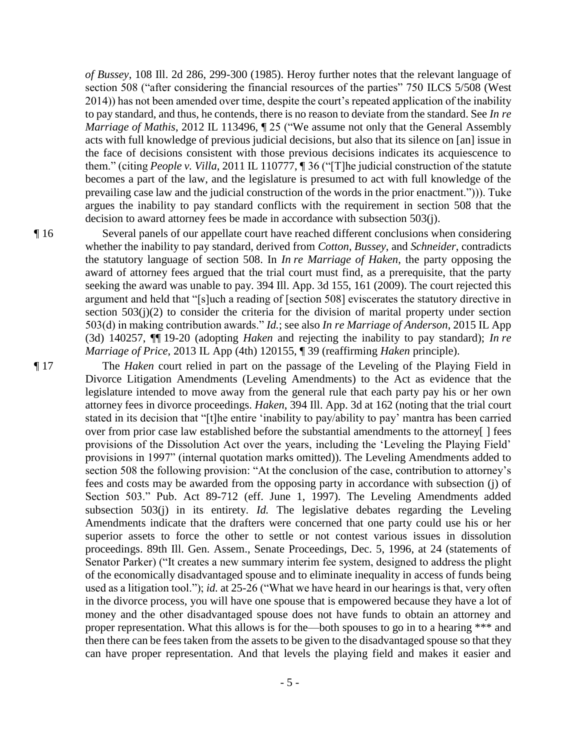*of Bussey*, 108 Ill. 2d 286, 299-300 (1985). Heroy further notes that the relevant language of section 508 ("after considering the financial resources of the parties" 750 ILCS 5/508 (West 2014)) has not been amended over time, despite the court's repeated application of the inability to pay standard, and thus, he contends, there is no reason to deviate from the standard. See *In re Marriage of Mathis*, 2012 IL 113496, ¶ 25 ("We assume not only that the General Assembly acts with full knowledge of previous judicial decisions, but also that its silence on [an] issue in the face of decisions consistent with those previous decisions indicates its acquiescence to them." (citing *People v. Villa*, 2011 IL 110777, ¶ 36 ("[T]he judicial construction of the statute becomes a part of the law, and the legislature is presumed to act with full knowledge of the prevailing case law and the judicial construction of the words in the prior enactment."))). Tuke argues the inability to pay standard conflicts with the requirement in section 508 that the decision to award attorney fees be made in accordance with subsection 503(j).

¶ 16 Several panels of our appellate court have reached different conclusions when considering whether the inability to pay standard, derived from *Cotton*, *Bussey*, and *Schneider*, contradicts the statutory language of section 508. In *In re Marriage of Haken*, the party opposing the award of attorney fees argued that the trial court must find, as a prerequisite, that the party seeking the award was unable to pay. 394 Ill. App. 3d 155, 161 (2009). The court rejected this argument and held that "[s]uch a reading of [section 508] eviscerates the statutory directive in section 503(j)(2) to consider the criteria for the division of marital property under section 503(d) in making contribution awards." *Id.*; see also *In re Marriage of Anderson*, 2015 IL App (3d) 140257, ¶¶ 19-20 (adopting *Haken* and rejecting the inability to pay standard); *In re Marriage of Price*, 2013 IL App (4th) 120155, ¶ 39 (reaffirming *Haken* principle).

¶ 17 The *Haken* court relied in part on the passage of the Leveling of the Playing Field in Divorce Litigation Amendments (Leveling Amendments) to the Act as evidence that the legislature intended to move away from the general rule that each party pay his or her own attorney fees in divorce proceedings. *Haken*, 394 Ill. App. 3d at 162 (noting that the trial court stated in its decision that "[t]he entire 'inability to pay/ability to pay' mantra has been carried over from prior case law established before the substantial amendments to the attorney[ ] fees provisions of the Dissolution Act over the years, including the 'Leveling the Playing Field' provisions in 1997" (internal quotation marks omitted)). The Leveling Amendments added to section 508 the following provision: "At the conclusion of the case, contribution to attorney's fees and costs may be awarded from the opposing party in accordance with subsection (j) of Section 503." Pub. Act 89-712 (eff. June 1, 1997). The Leveling Amendments added subsection 503(j) in its entirety. *Id.* The legislative debates regarding the Leveling Amendments indicate that the drafters were concerned that one party could use his or her superior assets to force the other to settle or not contest various issues in dissolution proceedings. 89th Ill. Gen. Assem., Senate Proceedings, Dec. 5, 1996, at 24 (statements of Senator Parker) ("It creates a new summary interim fee system, designed to address the plight of the economically disadvantaged spouse and to eliminate inequality in access of funds being used as a litigation tool."); *id.* at 25-26 ("What we have heard in our hearings is that, very often in the divorce process, you will have one spouse that is empowered because they have a lot of money and the other disadvantaged spouse does not have funds to obtain an attorney and proper representation. What this allows is for the—both spouses to go in to a hearing \*\*\* and then there can be fees taken from the assets to be given to the disadvantaged spouse so that they can have proper representation. And that levels the playing field and makes it easier and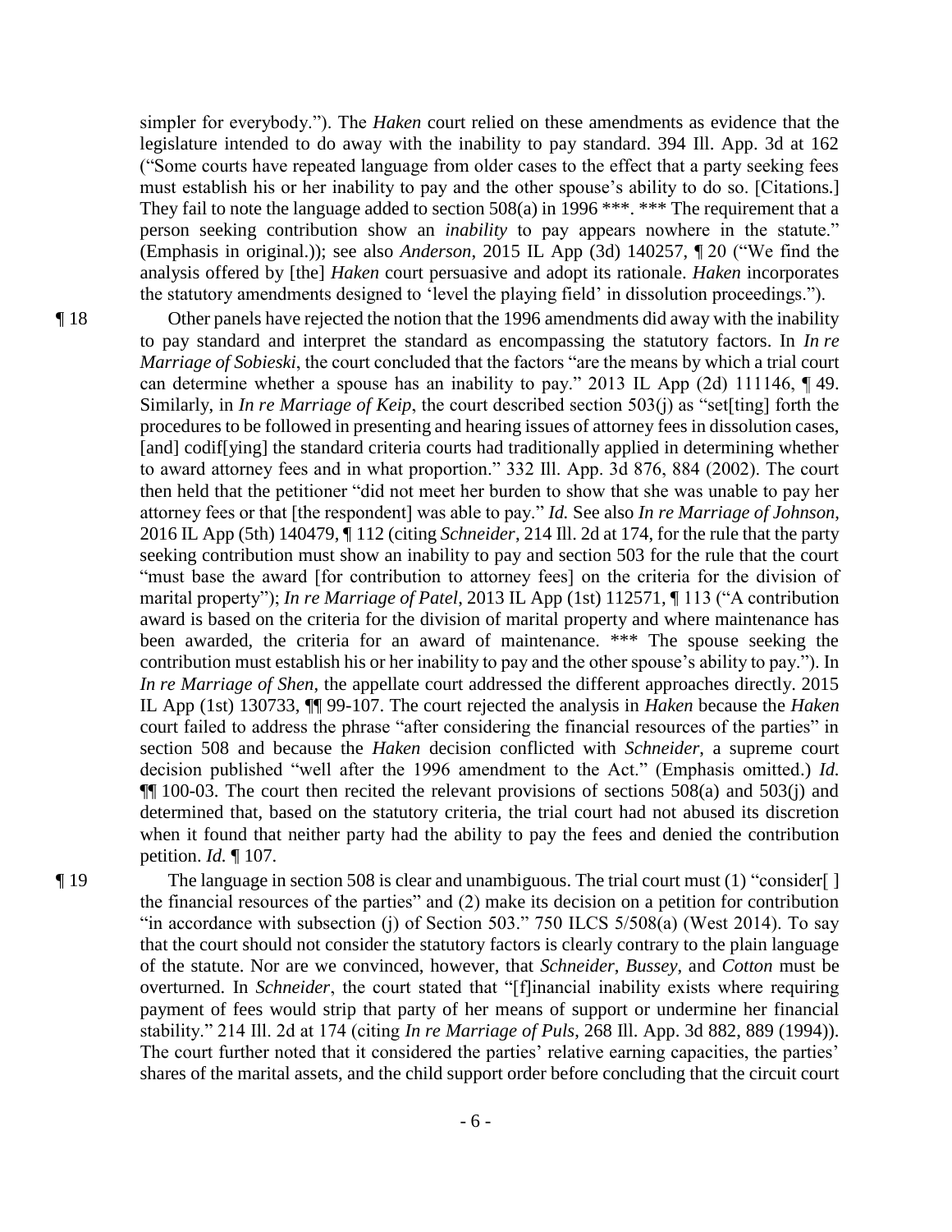simpler for everybody."). The *Haken* court relied on these amendments as evidence that the legislature intended to do away with the inability to pay standard. 394 Ill. App. 3d at 162 ("Some courts have repeated language from older cases to the effect that a party seeking fees must establish his or her inability to pay and the other spouse's ability to do so. [Citations.] They fail to note the language added to section 508(a) in 1996 \*\*\*. \*\*\* The requirement that a person seeking contribution show an *inability* to pay appears nowhere in the statute." (Emphasis in original.)); see also *Anderson*, 2015 IL App (3d) 140257, ¶ 20 ("We find the analysis offered by [the] *Haken* court persuasive and adopt its rationale. *Haken* incorporates the statutory amendments designed to 'level the playing field' in dissolution proceedings.").

¶ 18 Other panels have rejected the notion that the 1996 amendments did away with the inability to pay standard and interpret the standard as encompassing the statutory factors. In *In re Marriage of Sobieski*, the court concluded that the factors "are the means by which a trial court can determine whether a spouse has an inability to pay." 2013 IL App (2d) 111146, ¶ 49. Similarly, in *In re Marriage of Keip*, the court described section 503(j) as "set[ting] forth the procedures to be followed in presenting and hearing issues of attorney fees in dissolution cases, [and] codif[ying] the standard criteria courts had traditionally applied in determining whether to award attorney fees and in what proportion." 332 Ill. App. 3d 876, 884 (2002). The court then held that the petitioner "did not meet her burden to show that she was unable to pay her attorney fees or that [the respondent] was able to pay." *Id.* See also *In re Marriage of Johnson*, 2016 IL App (5th) 140479, ¶ 112 (citing *Schneider*, 214 Ill. 2d at 174, for the rule that the party seeking contribution must show an inability to pay and section 503 for the rule that the court "must base the award [for contribution to attorney fees] on the criteria for the division of marital property"); *In re Marriage of Patel*, 2013 IL App (1st) 112571, ¶ 113 ("A contribution award is based on the criteria for the division of marital property and where maintenance has been awarded, the criteria for an award of maintenance. \*\*\* The spouse seeking the contribution must establish his or her inability to pay and the other spouse's ability to pay."). In *In re Marriage of Shen*, the appellate court addressed the different approaches directly. 2015 IL App (1st) 130733, ¶¶ 99-107. The court rejected the analysis in *Haken* because the *Haken* court failed to address the phrase "after considering the financial resources of the parties" in section 508 and because the *Haken* decision conflicted with *Schneider*, a supreme court decision published "well after the 1996 amendment to the Act." (Emphasis omitted.) *Id.* ¶¶ 100-03. The court then recited the relevant provisions of sections 508(a) and 503(j) and determined that, based on the statutory criteria, the trial court had not abused its discretion when it found that neither party had the ability to pay the fees and denied the contribution petition. *Id.* ¶ 107.

¶ 19 The language in section 508 is clear and unambiguous. The trial court must (1) "consider[ ] the financial resources of the parties" and (2) make its decision on a petition for contribution "in accordance with subsection (j) of Section 503." 750 ILCS 5/508(a) (West 2014). To say that the court should not consider the statutory factors is clearly contrary to the plain language of the statute. Nor are we convinced, however, that *Schneider*, *Bussey*, and *Cotton* must be overturned. In *Schneider*, the court stated that "[f]inancial inability exists where requiring payment of fees would strip that party of her means of support or undermine her financial stability." 214 Ill. 2d at 174 (citing *In re Marriage of Puls*, 268 Ill. App. 3d 882, 889 (1994)). The court further noted that it considered the parties' relative earning capacities, the parties' shares of the marital assets, and the child support order before concluding that the circuit court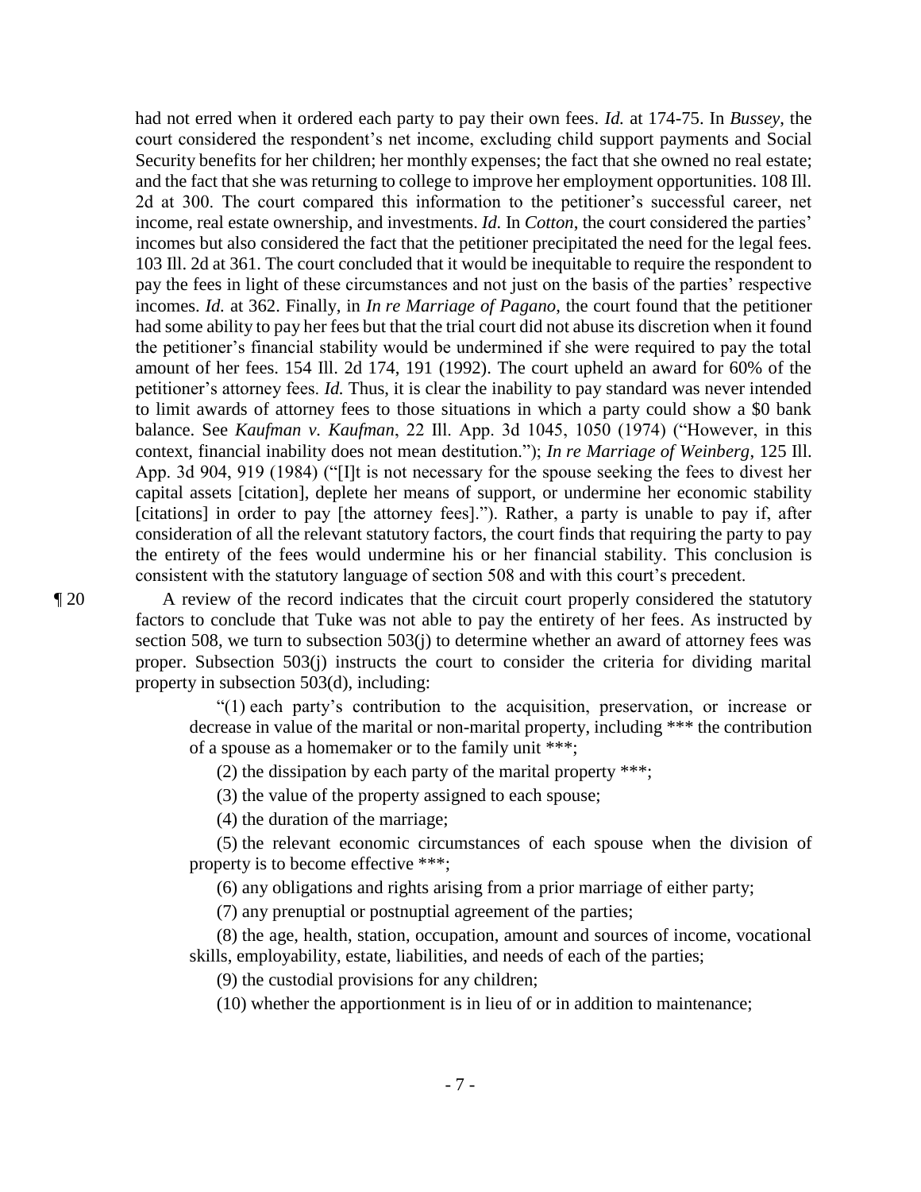had not erred when it ordered each party to pay their own fees. *Id.* at 174-75. In *Bussey*, the court considered the respondent's net income, excluding child support payments and Social Security benefits for her children; her monthly expenses; the fact that she owned no real estate; and the fact that she was returning to college to improve her employment opportunities. 108 Ill. 2d at 300. The court compared this information to the petitioner's successful career, net income, real estate ownership, and investments. *Id.* In *Cotton*, the court considered the parties' incomes but also considered the fact that the petitioner precipitated the need for the legal fees. 103 Ill. 2d at 361. The court concluded that it would be inequitable to require the respondent to pay the fees in light of these circumstances and not just on the basis of the parties' respective incomes. *Id.* at 362. Finally, in *In re Marriage of Pagano*, the court found that the petitioner had some ability to pay her fees but that the trial court did not abuse its discretion when it found the petitioner's financial stability would be undermined if she were required to pay the total amount of her fees. 154 Ill. 2d 174, 191 (1992). The court upheld an award for 60% of the petitioner's attorney fees. *Id.* Thus, it is clear the inability to pay standard was never intended to limit awards of attorney fees to those situations in which a party could show a $0 bank balance. See *Kaufman v. Kaufman*, 22 Ill. App. 3d 1045, 1050 (1974) ("However, in this context, financial inability does not mean destitution."); *In re Marriage of Weinberg*, 125 Ill. App. 3d 904, 919 (1984) ("[I]t is not necessary for the spouse seeking the fees to divest her capital assets [citation], deplete her means of support, or undermine her economic stability [citations] in order to pay [the attorney fees]."). Rather, a party is unable to pay if, after consideration of all the relevant statutory factors, the court finds that requiring the party to pay the entirety of the fees would undermine his or her financial stability. This conclusion is consistent with the statutory language of section 508 and with this court's precedent.

¶ 20 A review of the record indicates that the circuit court properly considered the statutory factors to conclude that Tuke was not able to pay the entirety of her fees. As instructed by section 508, we turn to subsection 503(j) to determine whether an award of attorney fees was proper. Subsection 503(j) instructs the court to consider the criteria for dividing marital property in subsection 503(d), including:

> "(1) each party's contribution to the acquisition, preservation, or increase or decrease in value of the marital or non-marital property, including *** the contribution of a spouse as a homemaker or to the family unit ***;
>
> (2) the dissipation by each party of the marital property ***;
>
> (3) the value of the property assigned to each spouse;
>
> (4) the duration of the marriage;
>
> (5) the relevant economic circumstances of each spouse when the division of property is to become effective ***;
>
> (6) any obligations and rights arising from a prior marriage of either party;
>
> (7) any prenuptial or postnuptial agreement of the parties;
>
> (8) the age, health, station, occupation, amount and sources of income, vocational skills, employability, estate, liabilities, and needs of each of the parties;
>
> (9) the custodial provisions for any children;
>
> (10) whether the apportionment is in lieu of or in addition to maintenance;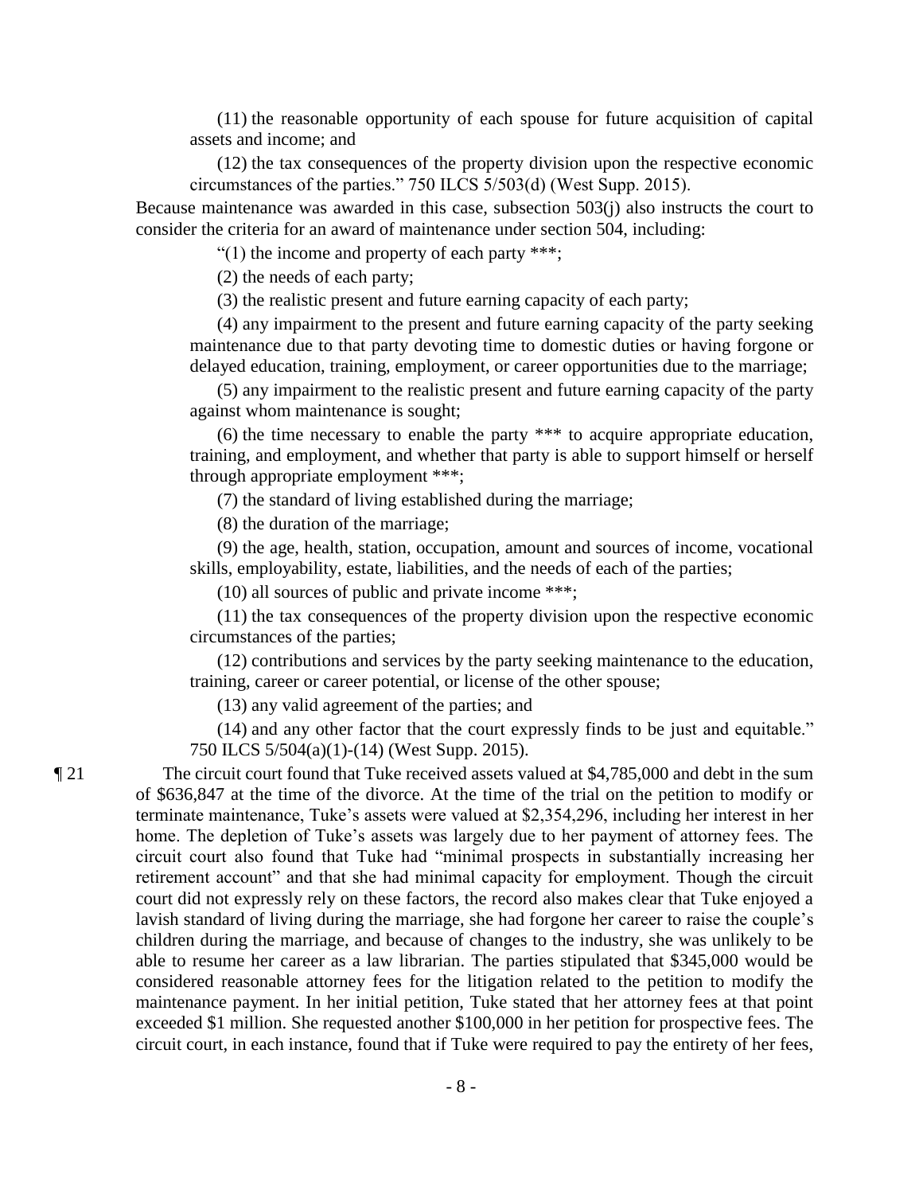(11) the reasonable opportunity of each spouse for future acquisition of capital assets and income; and

(12) the tax consequences of the property division upon the respective economic circumstances of the parties." 750 ILCS 5/503(d) (West Supp. 2015).

Because maintenance was awarded in this case, subsection 503(j) also instructs the court to consider the criteria for an award of maintenance under section 504, including:

"(1) the income and property of each party ***;

(2) the needs of each party;

(3) the realistic present and future earning capacity of each party;

(4) any impairment to the present and future earning capacity of the party seeking maintenance due to that party devoting time to domestic duties or having forgone or delayed education, training, employment, or career opportunities due to the marriage;

(5) any impairment to the realistic present and future earning capacity of the party against whom maintenance is sought;

(6) the time necessary to enable the party *** to acquire appropriate education, training, and employment, and whether that party is able to support himself or herself through appropriate employment ***;

(7) the standard of living established during the marriage;

(8) the duration of the marriage;

(9) the age, health, station, occupation, amount and sources of income, vocational skills, employability, estate, liabilities, and the needs of each of the parties;

(10) all sources of public and private income ***;

(11) the tax consequences of the property division upon the respective economic circumstances of the parties;

(12) contributions and services by the party seeking maintenance to the education, training, career or career potential, or license of the other spouse;

(13) any valid agreement of the parties; and

(14) and any other factor that the court expressly finds to be just and equitable." 750 ILCS 5/504(a)(1)-(14) (West Supp. 2015).

¶ 21 The circuit court found that Tuke received assets valued at $4,785,000 and debt in the sum of $636,847 at the time of the divorce. At the time of the trial on the petition to modify or terminate maintenance, Tuke's assets were valued at $2,354,296, including her interest in her home. The depletion of Tuke's assets was largely due to her payment of attorney fees. The circuit court also found that Tuke had "minimal prospects in substantially increasing her retirement account" and that she had minimal capacity for employment. Though the circuit court did not expressly rely on these factors, the record also makes clear that Tuke enjoyed a lavish standard of living during the marriage, she had forgone her career to raise the couple's children during the marriage, and because of changes to the industry, she was unlikely to be able to resume her career as a law librarian. The parties stipulated that $345,000 would be considered reasonable attorney fees for the litigation related to the petition to modify the maintenance payment. In her initial petition, Tuke stated that her attorney fees at that point exceeded $1 million. She requested another $100,000 in her petition for prospective fees. The circuit court, in each instance, found that if Tuke were required to pay the entirety of her fees,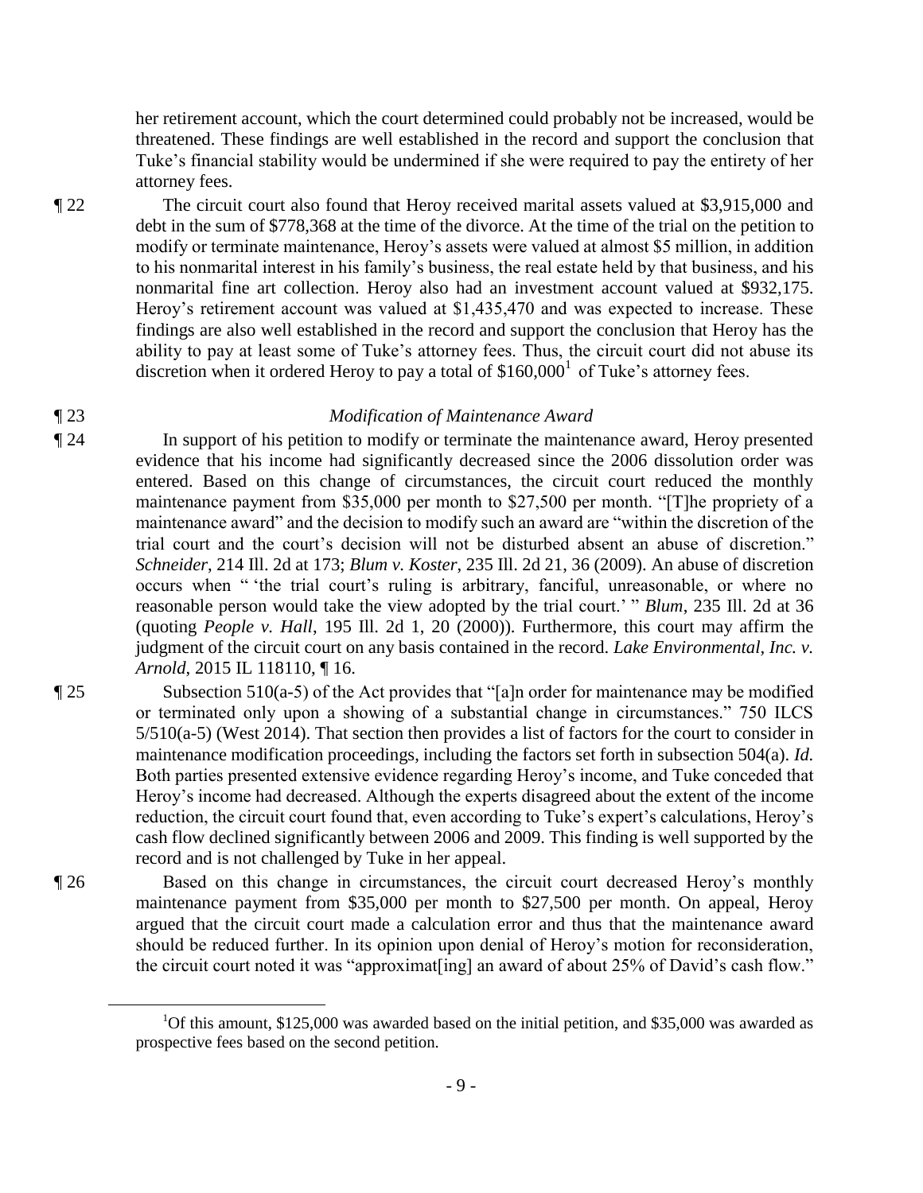her retirement account, which the court determined could probably not be increased, would be threatened. These findings are well established in the record and support the conclusion that Tuke's financial stability would be undermined if she were required to pay the entirety of her attorney fees.

¶ 22 The circuit court also found that Heroy received marital assets valued at $3,915,000 and debt in the sum of $778,368 at the time of the divorce. At the time of the trial on the petition to modify or terminate maintenance, Heroy's assets were valued at almost $5 million, in addition to his nonmarital interest in his family's business, the real estate held by that business, and his nonmarital fine art collection. Heroy also had an investment account valued at $932,175. Heroy's retirement account was valued at $1,435,470 and was expected to increase. These findings are also well established in the record and support the conclusion that Heroy has the ability to pay at least some of Tuke's attorney fees. Thus, the circuit court did not abuse its discretion when it ordered Heroy to pay a total of $160,000[1] of Tuke's attorney fees.

¶ 23 *Modification of Maintenance Award*

¶ 24 In support of his petition to modify or terminate the maintenance award, Heroy presented evidence that his income had significantly decreased since the 2006 dissolution order was entered. Based on this change of circumstances, the circuit court reduced the monthly maintenance payment from $35,000 per month to $27,500 per month. "[T]he propriety of a maintenance award" and the decision to modify such an award are "within the discretion of the trial court and the court's decision will not be disturbed absent an abuse of discretion." *Schneider*, 214 Ill. 2d at 173; *Blum v. Koster*, 235 Ill. 2d 21, 36 (2009). An abuse of discretion occurs when " 'the trial court's ruling is arbitrary, fanciful, unreasonable, or where no reasonable person would take the view adopted by the trial court.' " *Blum*, 235 Ill. 2d at 36 (quoting *People v. Hall*, 195 Ill. 2d 1, 20 (2000)). Furthermore, this court may affirm the judgment of the circuit court on any basis contained in the record. *Lake Environmental, Inc. v. Arnold*, 2015 IL 118110, ¶ 16.

¶ 25 Subsection 510(a-5) of the Act provides that "[a]n order for maintenance may be modified or terminated only upon a showing of a substantial change in circumstances." 750 ILCS 5/510(a-5) (West 2014). That section then provides a list of factors for the court to consider in maintenance modification proceedings, including the factors set forth in subsection 504(a). *Id.* Both parties presented extensive evidence regarding Heroy's income, and Tuke conceded that Heroy's income had decreased. Although the experts disagreed about the extent of the income reduction, the circuit court found that, even according to Tuke's expert's calculations, Heroy's cash flow declined significantly between 2006 and 2009. This finding is well supported by the record and is not challenged by Tuke in her appeal.

¶ 26 Based on this change in circumstances, the circuit court decreased Heroy's monthly maintenance payment from $35,000 per month to $27,500 per month. On appeal, Heroy argued that the circuit court made a calculation error and thus that the maintenance award should be reduced further. In its opinion upon denial of Heroy's motion for reconsideration, the circuit court noted it was "approximat[ing] an award of about 25% of David's cash flow."

---

[1] Of this amount, $125,000 was awarded based on the initial petition, and $35,000 was awarded as prospective fees based on the second petition.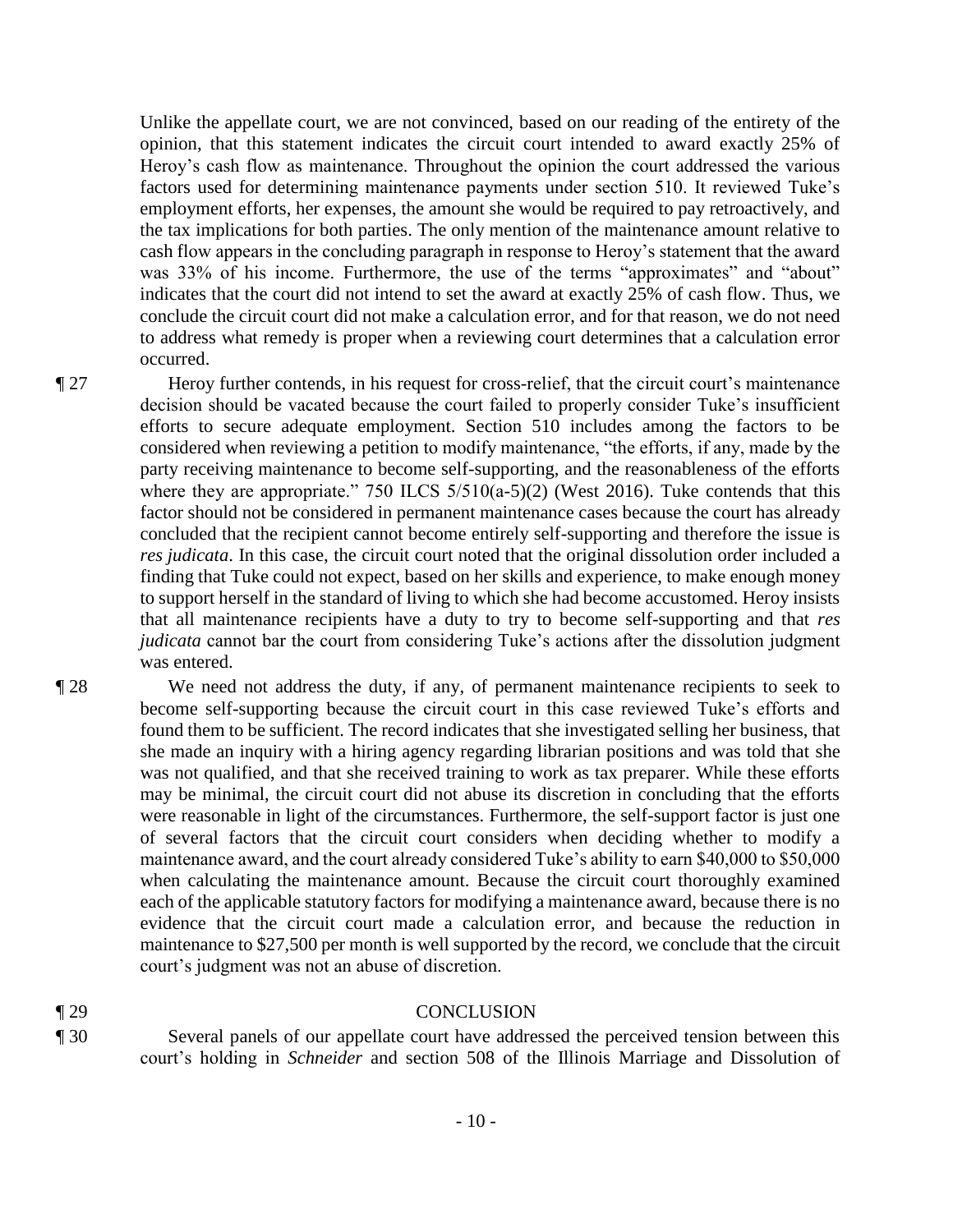Unlike the appellate court, we are not convinced, based on our reading of the entirety of the opinion, that this statement indicates the circuit court intended to award exactly 25% of Heroy's cash flow as maintenance. Throughout the opinion the court addressed the various factors used for determining maintenance payments under section 510. It reviewed Tuke's employment efforts, her expenses, the amount she would be required to pay retroactively, and the tax implications for both parties. The only mention of the maintenance amount relative to cash flow appears in the concluding paragraph in response to Heroy's statement that the award was 33% of his income. Furthermore, the use of the terms "approximates" and "about" indicates that the court did not intend to set the award at exactly 25% of cash flow. Thus, we conclude the circuit court did not make a calculation error, and for that reason, we do not need to address what remedy is proper when a reviewing court determines that a calculation error occurred.

¶ 27 Heroy further contends, in his request for cross-relief, that the circuit court's maintenance decision should be vacated because the court failed to properly consider Tuke's insufficient efforts to secure adequate employment. Section 510 includes among the factors to be considered when reviewing a petition to modify maintenance, "the efforts, if any, made by the party receiving maintenance to become self-supporting, and the reasonableness of the efforts where they are appropriate." 750 ILCS 5/510(a-5)(2) (West 2016). Tuke contends that this factor should not be considered in permanent maintenance cases because the court has already concluded that the recipient cannot become entirely self-supporting and therefore the issue is *res judicata*. In this case, the circuit court noted that the original dissolution order included a finding that Tuke could not expect, based on her skills and experience, to make enough money to support herself in the standard of living to which she had become accustomed. Heroy insists that all maintenance recipients have a duty to try to become self-supporting and that *res judicata* cannot bar the court from considering Tuke's actions after the dissolution judgment was entered.

¶ 28 We need not address the duty, if any, of permanent maintenance recipients to seek to become self-supporting because the circuit court in this case reviewed Tuke's efforts and found them to be sufficient. The record indicates that she investigated selling her business, that she made an inquiry with a hiring agency regarding librarian positions and was told that she was not qualified, and that she received training to work as tax preparer. While these efforts may be minimal, the circuit court did not abuse its discretion in concluding that the efforts were reasonable in light of the circumstances. Furthermore, the self-support factor is just one of several factors that the circuit court considers when deciding whether to modify a maintenance award, and the court already considered Tuke's ability to earn \$40,000 to \$50,000 when calculating the maintenance amount. Because the circuit court thoroughly examined each of the applicable statutory factors for modifying a maintenance award, because there is no evidence that the circuit court made a calculation error, and because the reduction in maintenance to \$27,500 per month is well supported by the record, we conclude that the circuit court's judgment was not an abuse of discretion.

## ¶ 29 CONCLUSION

¶ 30 Several panels of our appellate court have addressed the perceived tension between this court's holding in *Schneider* and section 508 of the Illinois Marriage and Dissolution of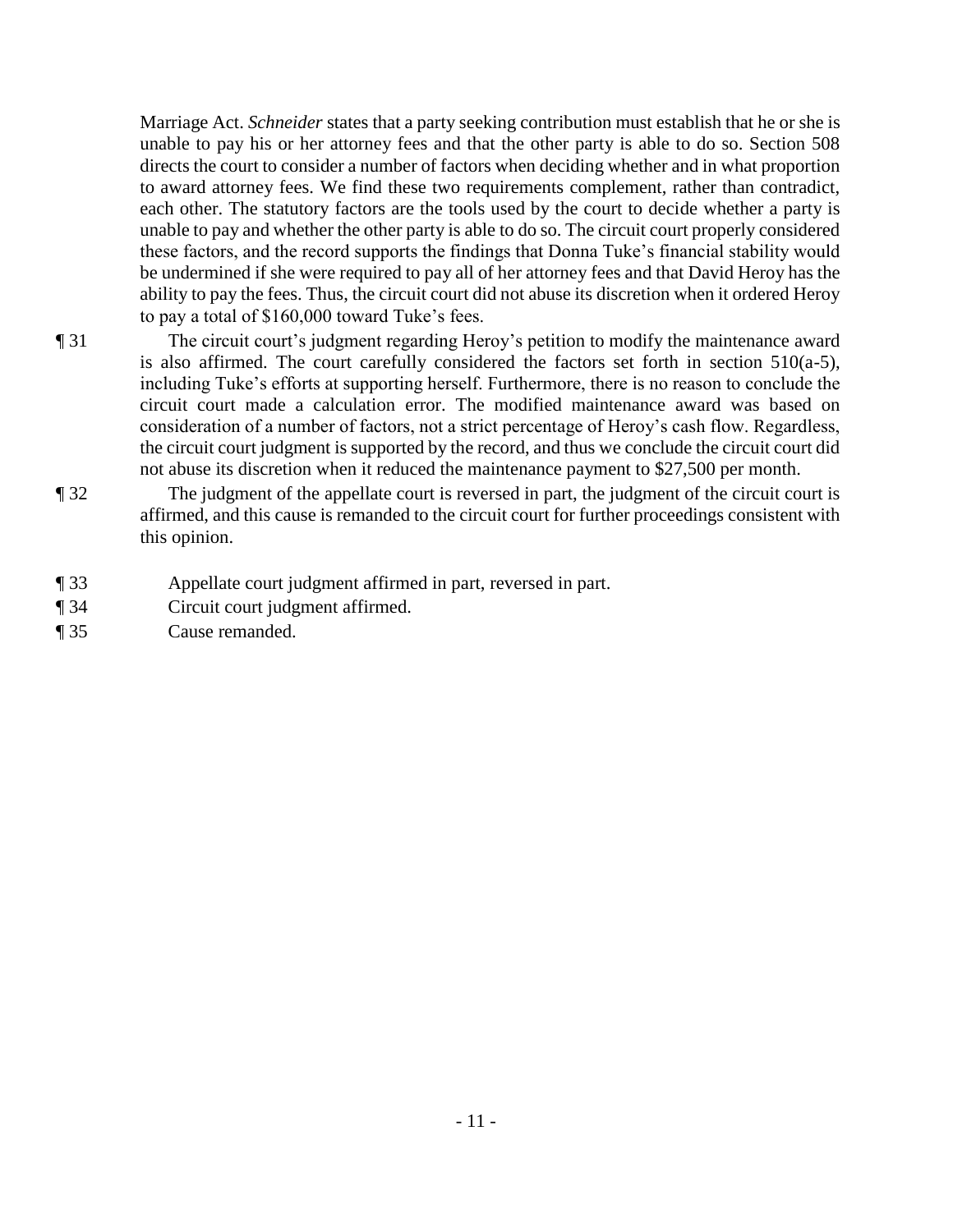Marriage Act. *Schneider* states that a party seeking contribution must establish that he or she is unable to pay his or her attorney fees and that the other party is able to do so. Section 508 directs the court to consider a number of factors when deciding whether and in what proportion to award attorney fees. We find these two requirements complement, rather than contradict, each other. The statutory factors are the tools used by the court to decide whether a party is unable to pay and whether the other party is able to do so. The circuit court properly considered these factors, and the record supports the findings that Donna Tuke's financial stability would be undermined if she were required to pay all of her attorney fees and that David Heroy has the ability to pay the fees. Thus, the circuit court did not abuse its discretion when it ordered Heroy to pay a total of $160,000 toward Tuke's fees.

¶ 31 The circuit court's judgment regarding Heroy's petition to modify the maintenance award is also affirmed. The court carefully considered the factors set forth in section 510(a-5), including Tuke's efforts at supporting herself. Furthermore, there is no reason to conclude the circuit court made a calculation error. The modified maintenance award was based on consideration of a number of factors, not a strict percentage of Heroy's cash flow. Regardless, the circuit court judgment is supported by the record, and thus we conclude the circuit court did not abuse its discretion when it reduced the maintenance payment to $27,500 per month.

¶ 32 The judgment of the appellate court is reversed in part, the judgment of the circuit court is affirmed, and this cause is remanded to the circuit court for further proceedings consistent with this opinion.

¶ 33 Appellate court judgment affirmed in part, reversed in part.

¶ 34 Circuit court judgment affirmed.

¶ 35 Cause remanded.